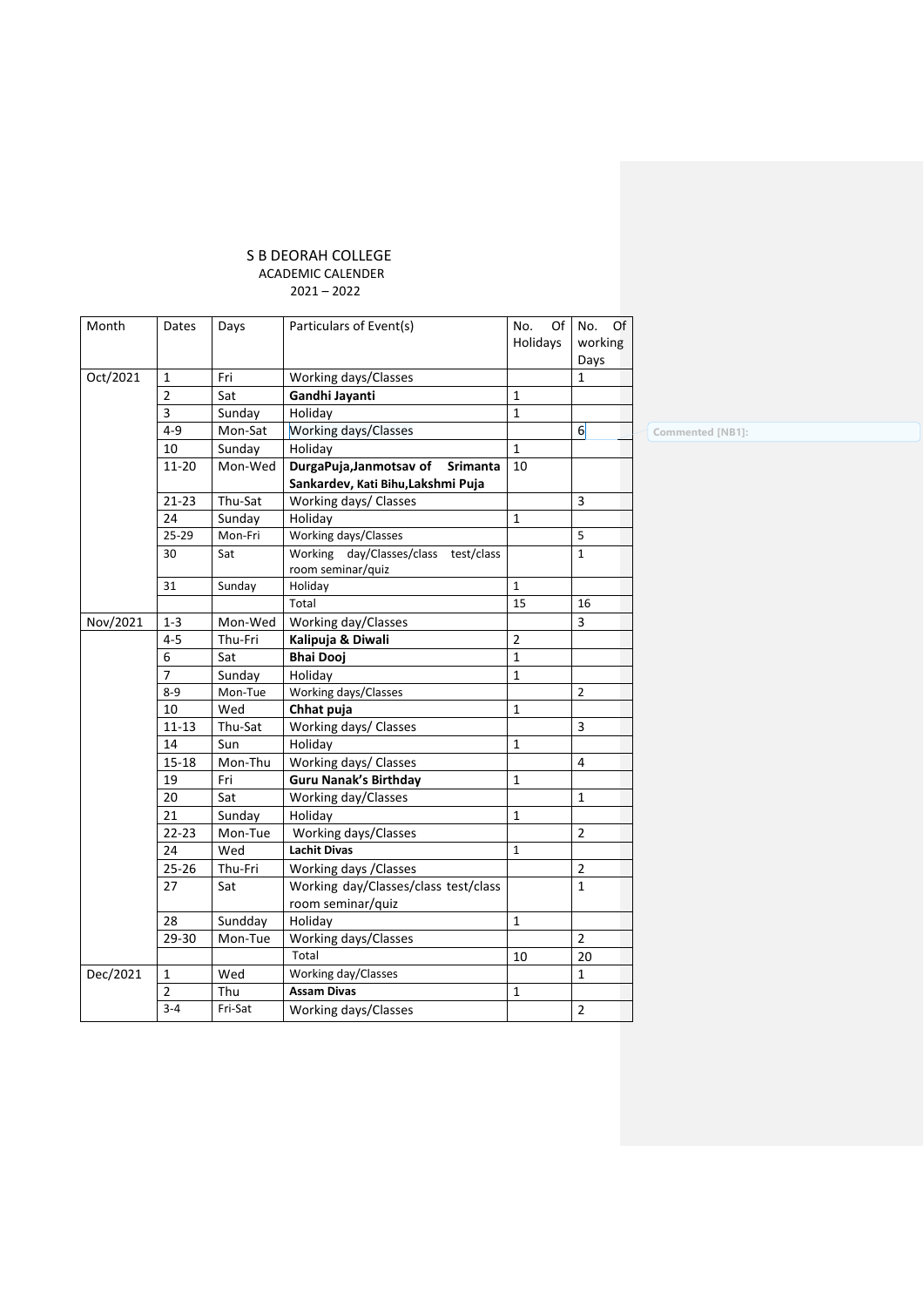S B DEORAH COLLEGE

ACADEMIC CALENDER

2021 – 2022

| Month | Dates | Days | Particulars of Event(s) | No. Of Holidays | No. Of working Days |
|---|---|---|---|---|---|
| Oct/2021 | 1 | Fri | Working days/Classes | | 1 |
| | 2 | Sat | **Gandhi Jayanti** | 1 | |
| | 3 | Sunday | Holiday | 1 | |
| | 4-9 | Mon-Sat | Working days/Classes | | 6 |
| | 10 | Sunday | Holiday | 1 | |
| | 11-20 | Mon-Wed | **DurgaPuja,Janmotsav of Srimanta Sankardev, Kati Bihu,Lakshmi Puja** | 10 | |
| | 21-23 | Thu-Sat | Working days/ Classes | | 3 |
| | 24 | Sunday | Holiday | 1 | |
| | 25-29 | Mon-Fri | Working days/Classes | | 5 |
| | 30 | Sat | Working day/Classes/class test/class room seminar/quiz | | 1 |
| | 31 | Sunday | Holiday | 1 | |
| | | | Total | 15 | 16 |
| Nov/2021 | 1-3 | Mon-Wed | Working day/Classes | | 3 |
| | 4-5 | Thu-Fri | **Kalipuja & Diwali** | 2 | |
| | 6 | Sat | **Bhai Dooj** | 1 | |
| | 7 | Sunday | Holiday | 1 | |
| | 8-9 | Mon-Tue | Working days/Classes | | 2 |
| | 10 | Wed | **Chhat puja** | 1 | |
| | 11-13 | Thu-Sat | Working days/ Classes | | 3 |
| | 14 | Sun | Holiday | 1 | |
| | 15-18 | Mon-Thu | Working days/ Classes | | 4 |
| | 19 | Fri | **Guru Nanak's Birthday** | 1 | |
| | 20 | Sat | Working day/Classes | | 1 |
| | 21 | Sunday | Holiday | 1 | |
| | 22-23 | Mon-Tue | Working days/Classes | | 2 |
| | 24 | Wed | **Lachit Divas** | 1 | |
| | 25-26 | Thu-Fri | Working days /Classes | | 2 |
| | 27 | Sat | Working day/Classes/class test/class room seminar/quiz | | 1 |
| | 28 | Sundday | Holiday | 1 | |
| | 29-30 | Mon-Tue | Working days/Classes | | 2 |
| | | | Total | 10 | 20 |
| Dec/2021 | 1 | Wed | Working day/Classes | | 1 |
| | 2 | Thu | **Assam Divas** | 1 | |
| | 3-4 | Fri-Sat | Working days/Classes | | 2 |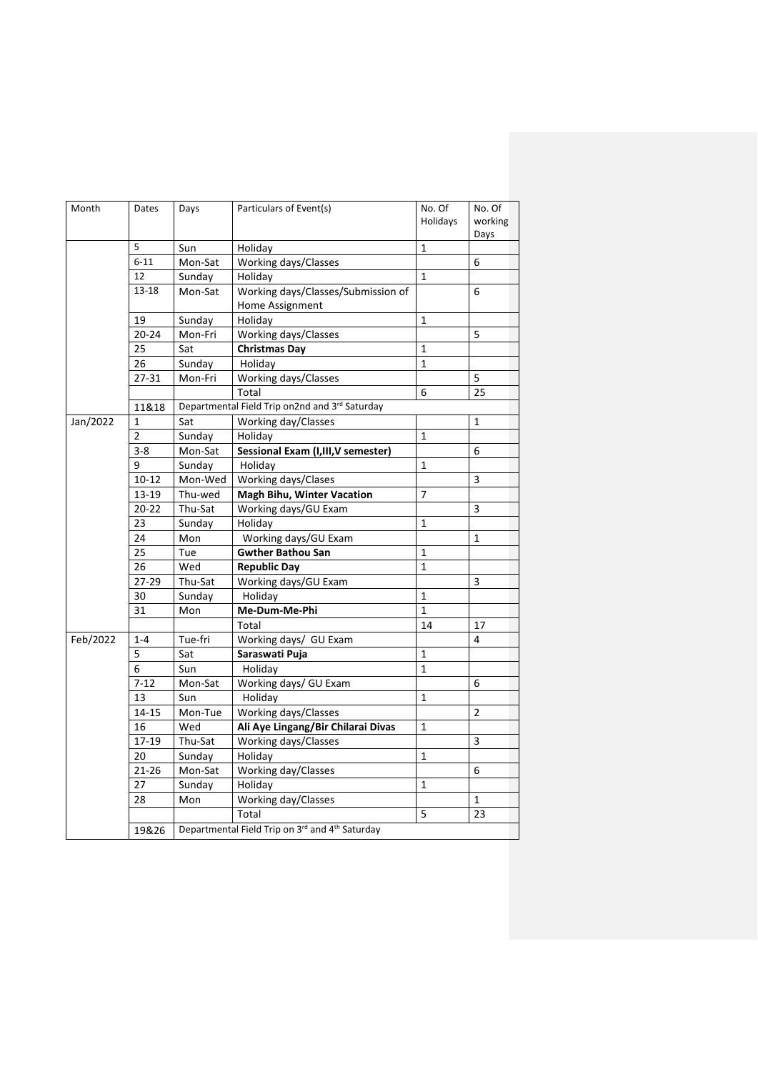| Month | Dates | Days | Particulars of Event(s) | No. Of Holidays | No. Of working Days |
|---|---|---|---|---|---|
| | 5 | Sun | Holiday | 1 | |
| | 6-11 | Mon-Sat | Working days/Classes | | 6 |
| | 12 | Sunday | Holiday | 1 | |
| | 13-18 | Mon-Sat | Working days/Classes/Submission of Home Assignment | | 6 |
| | 19 | Sunday | Holiday | 1 | |
| | 20-24 | Mon-Fri | Working days/Classes | | 5 |
| | 25 | Sat | **Christmas Day** | 1 | |
| | 26 | Sunday | Holiday | 1 | |
| | 27-31 | Mon-Fri | Working days/Classes | | 5 |
| | | | Total | 6 | 25 |
| | 11&18 | Departmental Field Trip on2nd and 3rd Saturday | | | |
| Jan/2022 | 1 | Sat | Working day/Classes | | 1 |
| | 2 | Sunday | Holiday | 1 | |
| | 3-8 | Mon-Sat | **Sessional Exam (I,III,V semester)** | | 6 |
| | 9 | Sunday | Holiday | 1 | |
| | 10-12 | Mon-Wed | Working days/Clases | | 3 |
| | 13-19 | Thu-wed | **Magh Bihu, Winter Vacation** | 7 | |
| | 20-22 | Thu-Sat | Working days/GU Exam | | 3 |
| | 23 | Sunday | Holiday | 1 | |
| | 24 | Mon | Working days/GU Exam | | 1 |
| | 25 | Tue | **Gwther Bathou San** | 1 | |
| | 26 | Wed | **Republic Day** | 1 | |
| | 27-29 | Thu-Sat | Working days/GU Exam | | 3 |
| | 30 | Sunday | Holiday | 1 | |
| | 31 | Mon | **Me-Dum-Me-Phi** | 1 | |
| | | | Total | 14 | 17 |
| Feb/2022 | 1-4 | Tue-fri | Working days/ GU Exam | | 4 |
| | 5 | Sat | **Saraswati Puja** | 1 | |
| | 6 | Sun | Holiday | 1 | |
| | 7-12 | Mon-Sat | Working days/ GU Exam | | 6 |
| | 13 | Sun | Holiday | 1 | |
| | 14-15 | Mon-Tue | Working days/Classes | | 2 |
| | 16 | Wed | **Ali Aye Lingang/Bir Chilarai Divas** | 1 | |
| | 17-19 | Thu-Sat | Working days/Classes | | 3 |
| | 20 | Sunday | Holiday | 1 | |
| | 21-26 | Mon-Sat | Working day/Classes | | 6 |
| | 27 | Sunday | Holiday | 1 | |
| | 28 | Mon | Working day/Classes | | 1 |
| | | | Total | 5 | 23 |
| | 19&26 | Departmental Field Trip on 3rd and 4th Saturday | | | |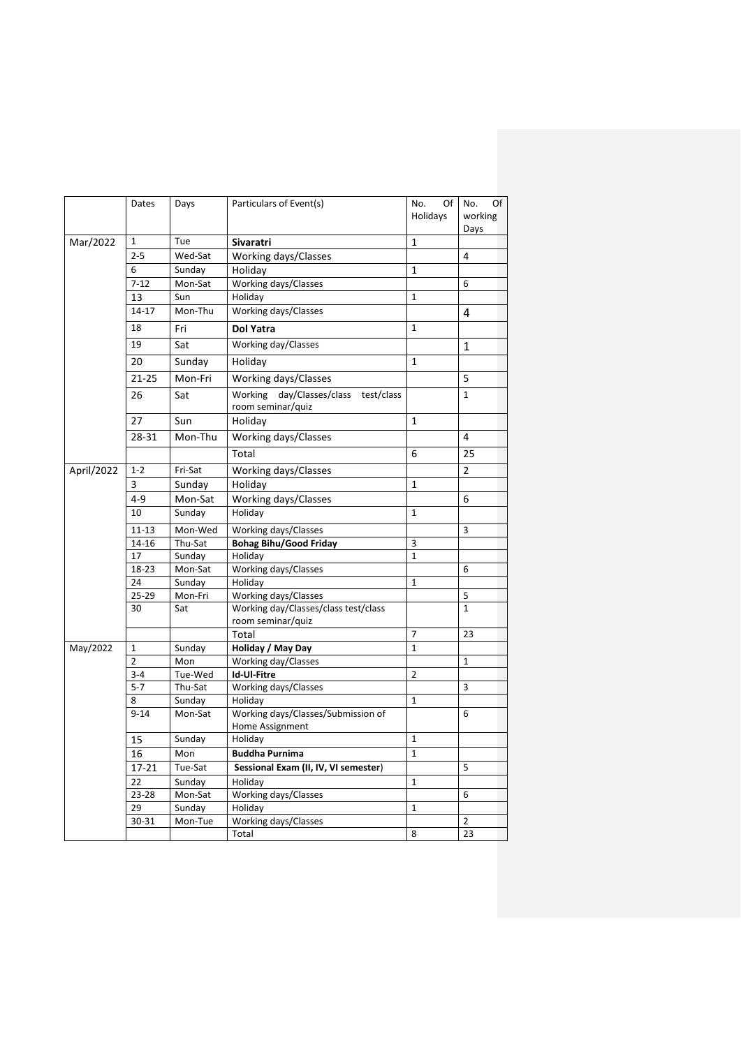|  | Dates | Days | Particulars of Event(s) | No. Of Holidays | No. Of working Days |
|---|---|---|---|---|---|
| Mar/2022 | 1 | Tue | **Sivaratri** | 1 |  |
|  | 2-5 | Wed-Sat | Working days/Classes |  | 4 |
|  | 6 | Sunday | Holiday | 1 |  |
|  | 7-12 | Mon-Sat | Working days/Classes |  | 6 |
|  | 13 | Sun | Holiday | 1 |  |
|  | 14-17 | Mon-Thu | Working days/Classes |  | 4 |
|  | 18 | Fri | **Dol Yatra** | 1 |  |
|  | 19 | Sat | Working day/Classes |  | 1 |
|  | 20 | Sunday | Holiday | 1 |  |
|  | 21-25 | Mon-Fri | Working days/Classes |  | 5 |
|  | 26 | Sat | Working day/Classes/class test/class room seminar/quiz |  | 1 |
|  | 27 | Sun | Holiday | 1 |  |
|  | 28-31 | Mon-Thu | Working days/Classes |  | 4 |
|  |  |  | Total | 6 | 25 |
| April/2022 | 1-2 | Fri-Sat | Working days/Classes |  | 2 |
|  | 3 | Sunday | Holiday | 1 |  |
|  | 4-9 | Mon-Sat | Working days/Classes |  | 6 |
|  | 10 | Sunday | Holiday | 1 |  |
|  | 11-13 | Mon-Wed | Working days/Classes |  | 3 |
|  | 14-16 | Thu-Sat | **Bohag Bihu/Good Friday** | 3 |  |
|  | 17 | Sunday | Holiday | 1 |  |
|  | 18-23 | Mon-Sat | Working days/Classes |  | 6 |
|  | 24 | Sunday | Holiday | 1 |  |
|  | 25-29 | Mon-Fri | Working days/Classes |  | 5 |
|  | 30 | Sat | Working day/Classes/class test/class room seminar/quiz |  | 1 |
|  |  |  | Total | 7 | 23 |
| May/2022 | 1 | Sunday | **Holiday / May Day** | 1 |  |
|  | 2 | Mon | Working day/Classes |  | 1 |
|  | 3-4 | Tue-Wed | **Id-Ul-Fitre** | 2 |  |
|  | 5-7 | Thu-Sat | Working days/Classes |  | 3 |
|  | 8 | Sunday | Holiday | 1 |  |
|  | 9-14 | Mon-Sat | Working days/Classes/Submission of Home Assignment |  | 6 |
|  | 15 | Sunday | Holiday | 1 |  |
|  | 16 | Mon | **Buddha Purnima** | 1 |  |
|  | 17-21 | Tue-Sat | **Sessional Exam (II, IV, VI semester)** |  | 5 |
|  | 22 | Sunday | Holiday | 1 |  |
|  | 23-28 | Mon-Sat | Working days/Classes |  | 6 |
|  | 29 | Sunday | Holiday | 1 |  |
|  | 30-31 | Mon-Tue | Working days/Classes |  | 2 |
|  |  |  | Total | 8 | 23 |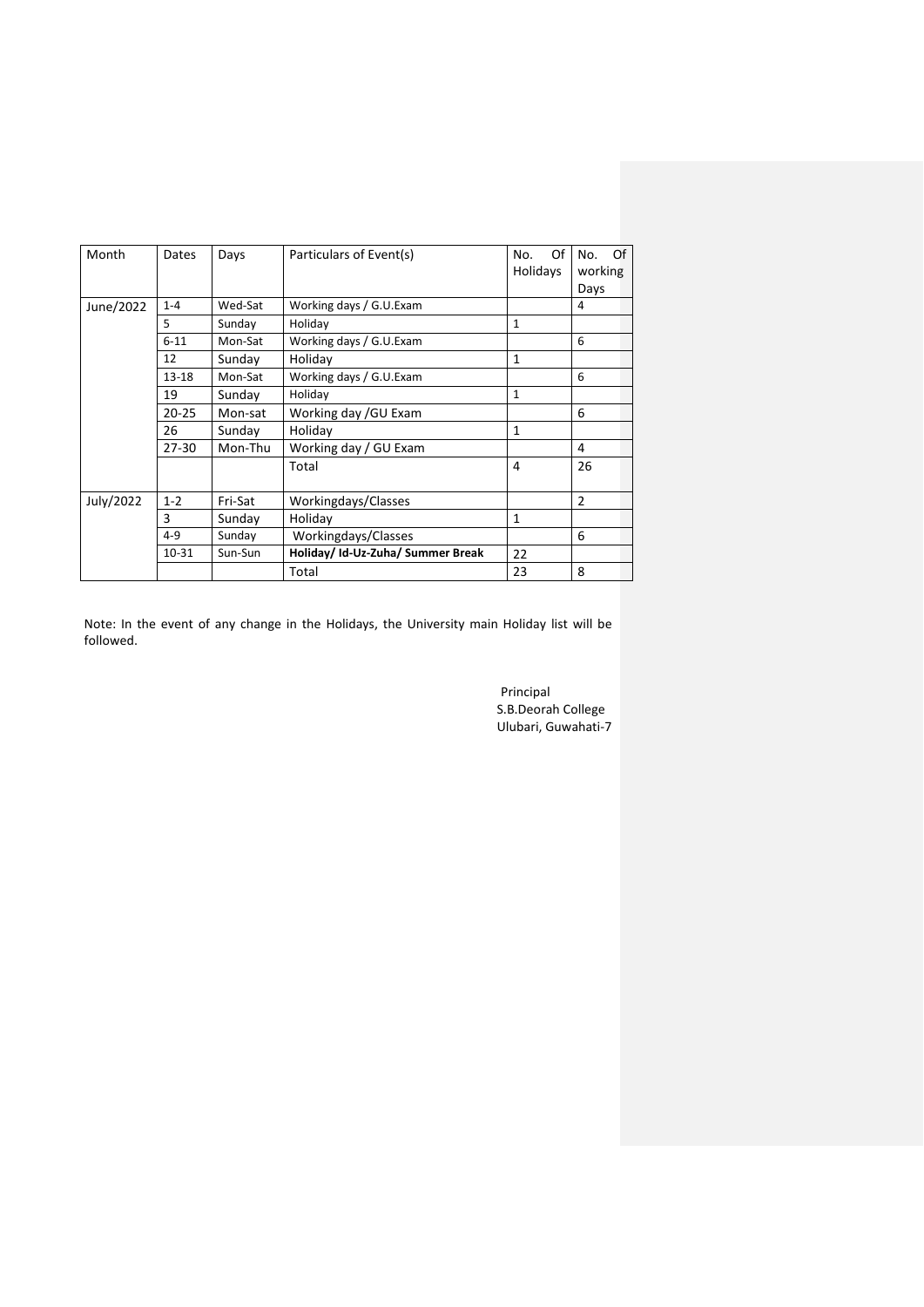| Month | Dates | Days | Particulars of Event(s) | No. Of Holidays | No. Of working Days |
|---|---|---|---|---|---|
| June/2022 | 1-4 | Wed-Sat | Working days / G.U.Exam | | 4 |
| | 5 | Sunday | Holiday | 1 | |
| | 6-11 | Mon-Sat | Working days / G.U.Exam | | 6 |
| | 12 | Sunday | Holiday | 1 | |
| | 13-18 | Mon-Sat | Working days / G.U.Exam | | 6 |
| | 19 | Sunday | Holiday | 1 | |
| | 20-25 | Mon-sat | Working day /GU Exam | | 6 |
| | 26 | Sunday | Holiday | 1 | |
| | 27-30 | Mon-Thu | Working day / GU Exam | | 4 |
| | | | Total | 4 | 26 |
| July/2022 | 1-2 | Fri-Sat | Workingdays/Classes | | 2 |
| | 3 | Sunday | Holiday | 1 | |
| | 4-9 | Sunday | Workingdays/Classes | | 6 |
| | 10-31 | Sun-Sun | **Holiday/ Id-Uz-Zuha/ Summer Break** | 22 | |
| | | | Total | 23 | 8 |

Note: In the event of any change in the Holidays, the University main Holiday list will be followed.

Principal
S.B.Deorah College
Ulubari, Guwahati-7